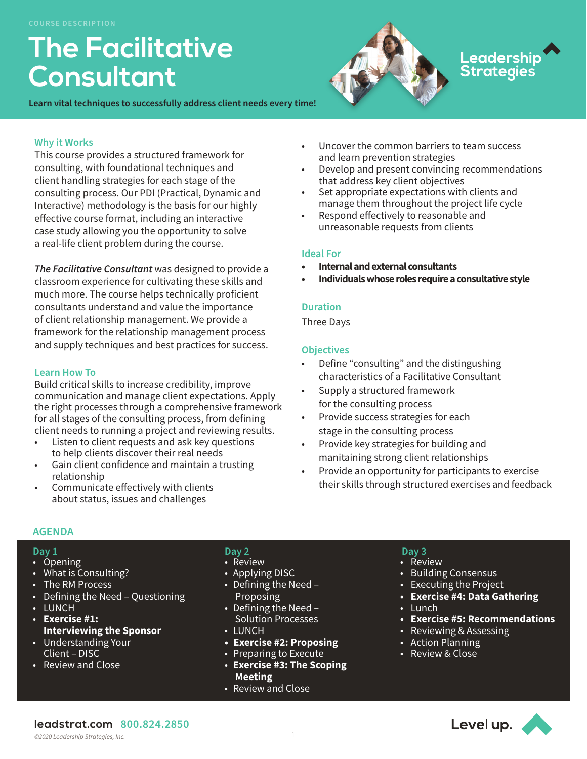COURSE DESCRIPTION

# The Facilitative Consultant

**Learn vital techniques to successfully address client needs every time!**

Leadership Strategies

## Why it Works

This course provides a structured framework for consulting, with foundational techniques and client handling strategies for each stage of the consulting process. Our PDI (Practical, Dynamic and Interactive) methodology is the basis for our highly effective course format, including an interactive case study allowing you the opportunity to solve a real-life client problem during the course.

*The Facilitative Consultant* was designed to provide a classroom experience for cultivating these skills and much more. The course helps technically proficient consultants understand and value the importance of client relationship management. We provide a framework for the relationship management process and supply techniques and best practices for success.

## Learn How To

Build critical skills to increase credibility, improve communication and manage client expectations. Apply the right processes through a comprehensive framework for all stages of the consulting process, from defining client needs to running a project and reviewing results.

- Listen to client requests and ask key questions to help clients discover their real needs
- Gain client confidence and maintain a trusting relationship
- Communicate effectively with clients about status, issues and challenges
- Uncover the common barriers to team success and learn prevention strategies
- Develop and present convincing recommendations that address key client objectives
- Set appropriate expectations with clients and manage them throughout the project life cycle
- Respond effectively to reasonable and unreasonable requests from clients

## Ideal For

- **Internal and external consultants**
- **Individuals whose roles require a consultative style**

## Duration

Three Days

## Objectives

- Define "consulting" and the distingushing characteristics of a Facilitative Consultant
- Supply a structured framework for the consulting process
- Provide success strategies for each stage in the consulting process
- Provide key strategies for building and manitaining strong client relationships
- Provide an opportunity for participants to exercise their skills through structured exercises and feedback

## AGENDA

### Day 1

- Opening
- What is Consulting?
- The RM Process
- Defining the Need – Questioning
- LUNCH
- **Exercise #1: Interviewing the Sponsor**
- Understanding Your Client – DISC
- Review and Close

### Day 2

- Review
- Applying DISC
- Defining the Need – Proposing
- Defining the Need – Solution Processes
- LUNCH
- **Exercise #2: Proposing**
- Preparing to Execute
- **Exercise #3: The Scoping Meeting**
- Review and Close

### Day 3

- Review
- Building Consensus
- Executing the Project
- **Exercise #4: Data Gathering**
- Lunch
- **Exercise #5: Recommendations**
- Reviewing & Assessing
- Action Planning
- Review & Close

leadstrat.com 800.824.2850

©2020 Leadership Strategies, Inc.

Level up.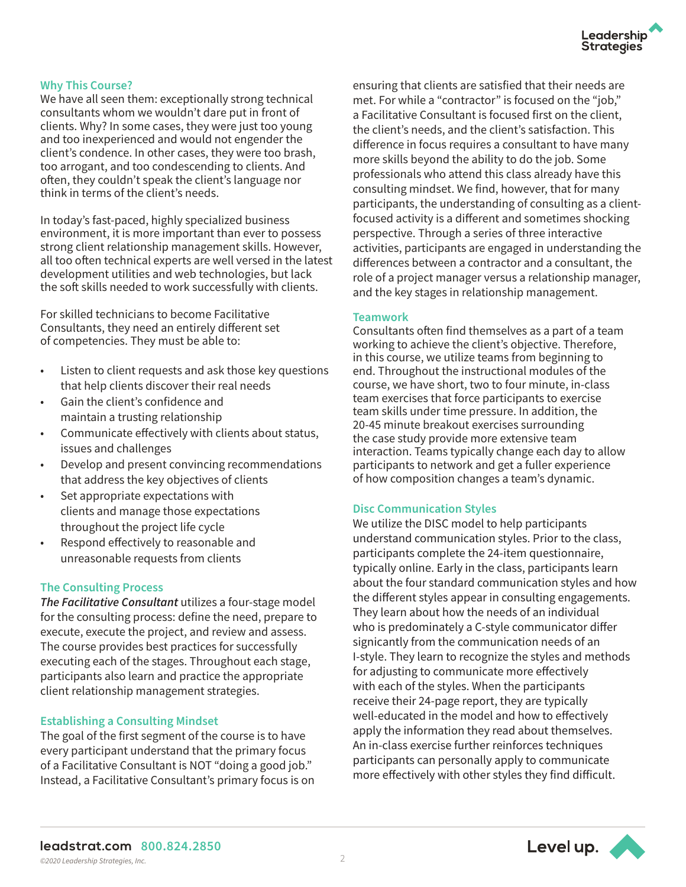## Why This Course?

We have all seen them: exceptionally strong technical consultants whom we wouldn't dare put in front of clients. Why? In some cases, they were just too young and too inexperienced and would not engender the client's condence. In other cases, they were too brash, too arrogant, and too condescending to clients. And often, they couldn't speak the client's language nor think in terms of the client's needs.

In today's fast-paced, highly specialized business environment, it is more important than ever to possess strong client relationship management skills. However, all too often technical experts are well versed in the latest development utilities and web technologies, but lack the soft skills needed to work successfully with clients.

For skilled technicians to become Facilitative Consultants, they need an entirely different set of competencies. They must be able to:

- Listen to client requests and ask those key questions that help clients discover their real needs
- Gain the client's confidence and maintain a trusting relationship
- Communicate effectively with clients about status, issues and challenges
- Develop and present convincing recommendations that address the key objectives of clients
- Set appropriate expectations with clients and manage those expectations throughout the project life cycle
- Respond effectively to reasonable and unreasonable requests from clients

## The Consulting Process

***The Facilitative Consultant*** utilizes a four-stage model for the consulting process: define the need, prepare to execute, execute the project, and review and assess. The course provides best practices for successfully executing each of the stages. Throughout each stage, participants also learn and practice the appropriate client relationship management strategies.

## Establishing a Consulting Mindset

The goal of the first segment of the course is to have every participant understand that the primary focus of a Facilitative Consultant is NOT "doing a good job." Instead, a Facilitative Consultant's primary focus is on ensuring that clients are satisfied that their needs are met. For while a "contractor" is focused on the "job," a Facilitative Consultant is focused first on the client, the client's needs, and the client's satisfaction. This difference in focus requires a consultant to have many more skills beyond the ability to do the job. Some professionals who attend this class already have this consulting mindset. We find, however, that for many participants, the understanding of consulting as a client-focused activity is a different and sometimes shocking perspective. Through a series of three interactive activities, participants are engaged in understanding the differences between a contractor and a consultant, the role of a project manager versus a relationship manager, and the key stages in relationship management.

## Teamwork

Consultants often find themselves as a part of a team working to achieve the client's objective. Therefore, in this course, we utilize teams from beginning to end. Throughout the instructional modules of the course, we have short, two to four minute, in-class team exercises that force participants to exercise team skills under time pressure. In addition, the 20-45 minute breakout exercises surrounding the case study provide more extensive team interaction. Teams typically change each day to allow participants to network and get a fuller experience of how composition changes a team's dynamic.

## Disc Communication Styles

We utilize the DISC model to help participants understand communication styles. Prior to the class, participants complete the 24-item questionnaire, typically online. Early in the class, participants learn about the four standard communication styles and how the different styles appear in consulting engagements. They learn about how the needs of an individual who is predominately a C-style communicator differ signicantly from the communication needs of an I-style. They learn to recognize the styles and methods for adjusting to communicate more effectively with each of the styles. When the participants receive their 24-page report, they are typically well-educated in the model and how to effectively apply the information they read about themselves. An in-class exercise further reinforces techniques participants can personally apply to communicate more effectively with other styles they find difficult.